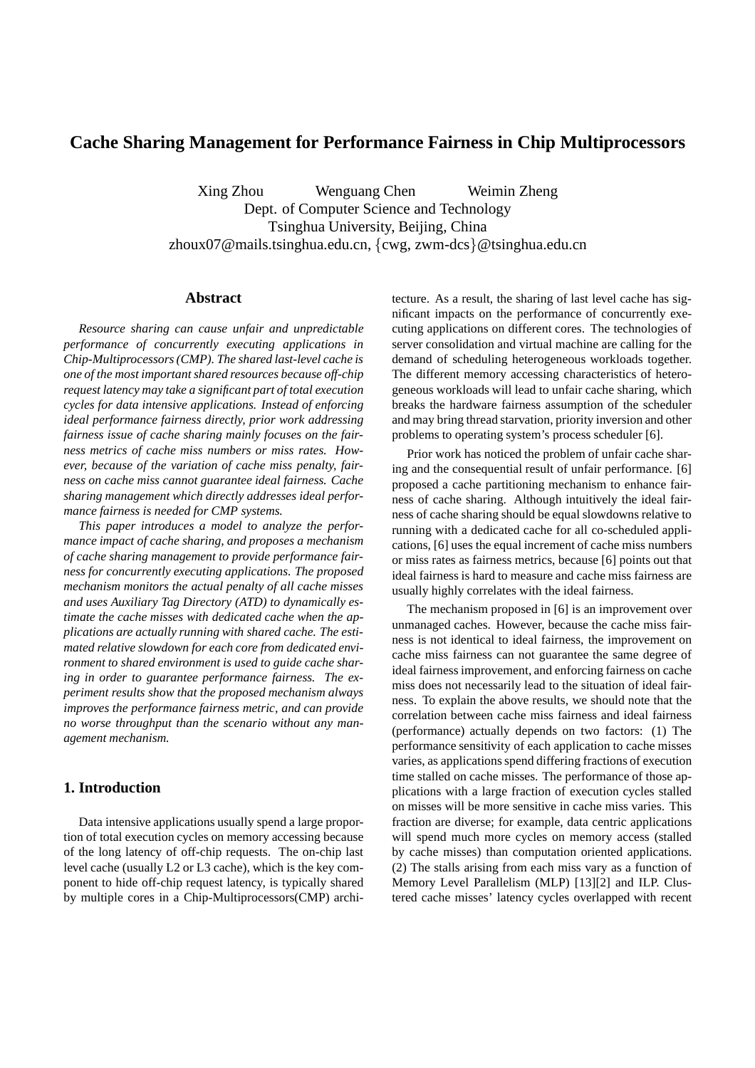# Cache Sharing Management for Performance Fairness in Chip Multiprocessors

Xing Zhou Wenguang Chen Weimin Zheng
Dept. of Computer Science and Technology
Tsinghua University, Beijing, China
zhoux07@mails.tsinghua.edu.cn, {cwg, zwm-dcs}@tsinghua.edu.cn

## Abstract

*Resource sharing can cause unfair and unpredictable performance of concurrently executing applications in Chip-Multiprocessors (CMP). The shared last-level cache is one of the most important shared resources because off-chip request latency may take a significant part of total execution cycles for data intensive applications. Instead of enforcing ideal performance fairness directly, prior work addressing fairness issue of cache sharing mainly focuses on the fairness metrics of cache miss numbers or miss rates. However, because of the variation of cache miss penalty, fairness on cache miss cannot guarantee ideal fairness. Cache sharing management which directly addresses ideal performance fairness is needed for CMP systems.*

*This paper introduces a model to analyze the performance impact of cache sharing, and proposes a mechanism of cache sharing management to provide performance fairness for concurrently executing applications. The proposed mechanism monitors the actual penalty of all cache misses and uses Auxiliary Tag Directory (ATD) to dynamically estimate the cache misses with dedicated cache when the applications are actually running with shared cache. The estimated relative slowdown for each core from dedicated environment to shared environment is used to guide cache sharing in order to guarantee performance fairness. The experiment results show that the proposed mechanism always improves the performance fairness metric, and can provide no worse throughput than the scenario without any management mechanism.*

## 1. Introduction

Data intensive applications usually spend a large proportion of total execution cycles on memory accessing because of the long latency of off-chip requests. The on-chip last level cache (usually L2 or L3 cache), which is the key component to hide off-chip request latency, is typically shared by multiple cores in a Chip-Multiprocessors(CMP) architecture. As a result, the sharing of last level cache has significant impacts on the performance of concurrently executing applications on different cores. The technologies of server consolidation and virtual machine are calling for the demand of scheduling heterogeneous workloads together. The different memory accessing characteristics of heterogeneous workloads will lead to unfair cache sharing, which breaks the hardware fairness assumption of the scheduler and may bring thread starvation, priority inversion and other problems to operating system's process scheduler [6].

Prior work has noticed the problem of unfair cache sharing and the consequential result of unfair performance. [6] proposed a cache partitioning mechanism to enhance fairness of cache sharing. Although intuitively the ideal fairness of cache sharing should be equal slowdowns relative to running with a dedicated cache for all co-scheduled applications, [6] uses the equal increment of cache miss numbers or miss rates as fairness metrics, because [6] points out that ideal fairness is hard to measure and cache miss fairness are usually highly correlates with the ideal fairness.

The mechanism proposed in [6] is an improvement over unmanaged caches. However, because the cache miss fairness is not identical to ideal fairness, the improvement on cache miss fairness can not guarantee the same degree of ideal fairness improvement, and enforcing fairness on cache miss does not necessarily lead to the situation of ideal fairness. To explain the above results, we should note that the correlation between cache miss fairness and ideal fairness (performance) actually depends on two factors: (1) The performance sensitivity of each application to cache misses varies, as applications spend differing fractions of execution time stalled on cache misses. The performance of those applications with a large fraction of execution cycles stalled on misses will be more sensitive in cache miss varies. This fraction are diverse; for example, data centric applications will spend much more cycles on memory access (stalled by cache misses) than computation oriented applications. (2) The stalls arising from each miss vary as a function of Memory Level Parallelism (MLP) [13][2] and ILP. Clustered cache misses' latency cycles overlapped with recent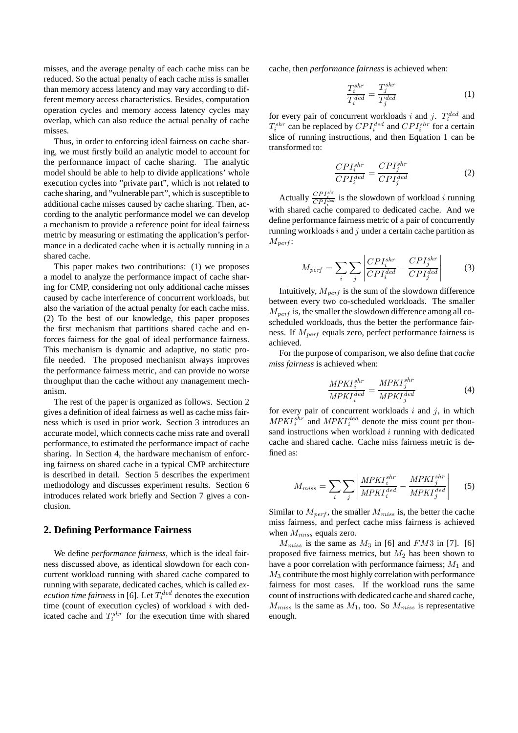misses, and the average penalty of each cache miss can be reduced. So the actual penalty of each cache miss is smaller than memory access latency and may vary according to different memory access characteristics. Besides, computation operation cycles and memory access latency cycles may overlap, which can also reduce the actual penalty of cache misses.

Thus, in order to enforcing ideal fairness on cache sharing, we must firstly build an analytic model to account for the performance impact of cache sharing. The analytic model should be able to help to divide applications' whole execution cycles into "private part", which is not related to cache sharing, and "vulnerable part", which is susceptible to additional cache misses caused by cache sharing. Then, according to the analytic performance model we can develop a mechanism to provide a reference point for ideal fairness metric by measuring or estimating the application's performance in a dedicated cache when it is actually running in a shared cache.

This paper makes two contributions: (1) we proposes a model to analyze the performance impact of cache sharing for CMP, considering not only additional cache misses caused by cache interference of concurrent workloads, but also the variation of the actual penalty for each cache miss. (2) To the best of our knowledge, this paper proposes the first mechanism that partitions shared cache and enforces fairness for the goal of ideal performance fairness. This mechanism is dynamic and adaptive, no static profile needed. The proposed mechanism always improves the performance fairness metric, and can provide no worse throughput than the cache without any management mechanism.

The rest of the paper is organized as follows. Section 2 gives a definition of ideal fairness as well as cache miss fairness which is used in prior work. Section 3 introduces an accurate model, which connects cache miss rate and overall performance, to estimated the performance impact of cache sharing. In Section 4, the hardware mechanism of enforcing fairness on shared cache in a typical CMP architecture is described in detail. Section 5 describes the experiment methodology and discusses experiment results. Section 6 introduces related work briefly and Section 7 gives a conclusion.

## 2. Defining Performance Fairness

We define *performance fairness*, which is the ideal fairness discussed above, as identical slowdown for each concurrent workload running with shared cache compared to running with separate, dedicated caches, which is called *execution time fairness* in [6]. Let $T_i^{ded}$ denotes the execution time (count of execution cycles) of workload $i$ with dedicated cache and $T_i^{shr}$ for the execution time with shared cache, then *performance fairness* is achieved when:

$$\frac{T_i^{shr}}{T_i^{ded}} = \frac{T_j^{shr}}{T_j^{ded}} \tag{1}$$

for every pair of concurrent workloads $i$ and $j$. $T_i^{ded}$ and $T_i^{shr}$ can be replaced by $CPI_i^{ded}$ and $CPI_i^{shr}$ for a certain slice of running instructions, and then Equation 1 can be transformed to:

$$\frac{CPI_i^{shr}}{CPI_i^{ded}} = \frac{CPI_j^{shr}}{CPI_j^{ded}} \tag{2}$$

Actually $\frac{CPI_i^{shr}}{CPI_i^{ded}}$ is the slowdown of workload $i$ running with shared cache compared to dedicated cache. And we define performance fairness metric of a pair of concurrently running workloads $i$ and $j$ under a certain cache partition as $M_{perf}$:

$$M_{perf} = \sum_i \sum_j \left| \frac{CPI_i^{shr}}{CPI_i^{ded}} - \frac{CPI_j^{shr}}{CPI_j^{ded}} \right| \tag{3}$$

Intuitively, $M_{perf}$ is the sum of the slowdown difference between every two co-scheduled workloads. The smaller $M_{perf}$ is, the smaller the slowdown difference among all co-scheduled workloads, thus the better the performance fairness. If $M_{perf}$ equals zero, perfect performance fairness is achieved.

For the purpose of comparison, we also define that *cache miss fairness* is achieved when:

$$\frac{MPKI_i^{shr}}{MPKI_i^{ded}} = \frac{MPKI_j^{shr}}{MPKI_j^{ded}} \tag{4}$$

for every pair of concurrent workloads $i$ and $j$, in which $MPKI_i^{shr}$ and $MPKI_i^{ded}$ denote the miss count per thousand instructions when workload $i$ running with dedicated cache and shared cache. Cache miss fairness metric is defined as:

$$M_{miss} = \sum_i \sum_j \left| \frac{MPKI_i^{shr}}{MPKI_i^{ded}} - \frac{MPKI_j^{shr}}{MPKI_j^{ded}} \right| \tag{5}$$

Similar to $M_{perf}$, the smaller $M_{miss}$ is, the better the cache miss fairness, and perfect cache miss fairness is achieved when $M_{miss}$ equals zero.

$M_{miss}$ is the same as $M_3$ in [6] and $FM3$ in [7]. [6] proposed five fairness metrics, but $M_2$ has been shown to have a poor correlation with performance fairness; $M_1$ and $M_3$ contribute the most highly correlation with performance fairness for most cases. If the workload runs the same count of instructions with dedicated cache and shared cache, $M_{miss}$ is the same as $M_1$, too. So $M_{miss}$ is representative enough.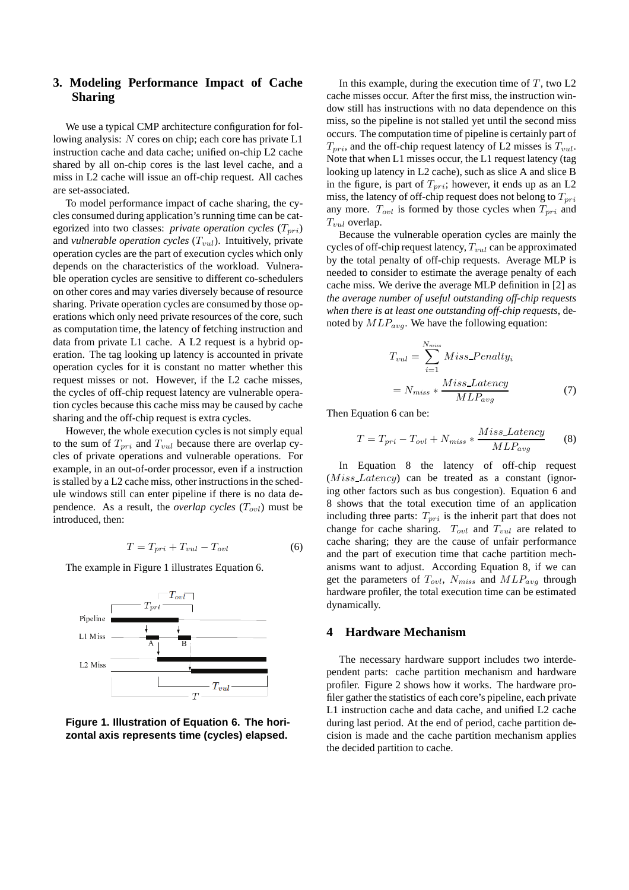## 3. Modeling Performance Impact of Cache Sharing

We use a typical CMP architecture configuration for following analysis: $N$ cores on chip; each core has private L1 instruction cache and data cache; unified on-chip L2 cache shared by all on-chip cores is the last level cache, and a miss in L2 cache will issue an off-chip request. All caches are set-associated.

To model performance impact of cache sharing, the cycles consumed during application's running time can be categorized into two classes: *private operation cycles* ($T_{pri}$) and *vulnerable operation cycles* ($T_{vul}$). Intuitively, private operation cycles are the part of execution cycles which only depends on the characteristics of the workload. Vulnerable operation cycles are sensitive to different co-schedulers on other cores and may varies diversely because of resource sharing. Private operation cycles are consumed by those operations which only need private resources of the core, such as computation time, the latency of fetching instruction and data from private L1 cache. A L2 request is a hybrid operation. The tag looking up latency is accounted in private operation cycles for it is constant no matter whether this request misses or not. However, if the L2 cache misses, the cycles of off-chip request latency are vulnerable operation cycles because this cache miss may be caused by cache sharing and the off-chip request is extra cycles.

However, the whole execution cycles is not simply equal to the sum of $T_{pri}$ and $T_{vul}$ because there are overlap cycles of private operations and vulnerable operations. For example, in an out-of-order processor, even if a instruction is stalled by a L2 cache miss, other instructions in the schedule windows still can enter pipeline if there is no data dependence. As a result, the *overlap cycles* ($T_{ovl}$) must be introduced, then:

$$T = T_{pri} + T_{vul} - T_{ovl} \tag{6}$$

The example in Figure 1 illustrates Equation 6.

**Figure 1. Illustration of Equation 6. The horizontal axis represents time (cycles) elapsed.**

In this example, during the execution time of $T$, two L2 cache misses occur. After the first miss, the instruction window still has instructions with no data dependence on this miss, so the pipeline is not stalled yet until the second miss occurs. The computation time of pipeline is certainly part of $T_{pri}$, and the off-chip request latency of L2 misses is $T_{vul}$. Note that when L1 misses occur, the L1 request latency (tag looking up latency in L2 cache), such as slice A and slice B in the figure, is part of $T_{pri}$; however, it ends up as an L2 miss, the latency of off-chip request does not belong to $T_{pri}$ any more. $T_{ovl}$ is formed by those cycles when $T_{pri}$ and $T_{vul}$ overlap.

Because the vulnerable operation cycles are mainly the cycles of off-chip request latency, $T_{vul}$ can be approximated by the total penalty of off-chip requests. Average MLP is needed to consider to estimate the average penalty of each cache miss. We derive the average MLP definition in [2] as *the average number of useful outstanding off-chip requests when there is at least one outstanding off-chip requests*, denoted by $MLP_{avg}$. We have the following equation:

$$\begin{aligned} T_{vul} &= \sum_{i=1}^{N_{miss}} Miss\_Penalty_i \\ &= N_{miss} * \frac{Miss\_Latency}{MLP_{avg}} \end{aligned} \tag{7}$$

Then Equation 6 can be:

$$T = T_{pri} - T_{ovl} + N_{miss} * \frac{Miss\_Latency}{MLP_{avg}} \tag{8}$$

In Equation 8 the latency of off-chip request ($Miss\_Latency$) can be treated as a constant (ignoring other factors such as bus congestion). Equation 6 and 8 shows that the total execution time of an application including three parts: $T_{pri}$ is the inherit part that does not change for cache sharing. $T_{ovl}$ and $T_{vul}$ are related to cache sharing; they are the cause of unfair performance and the part of execution time that cache partition mechanisms want to adjust. According Equation 8, if we can get the parameters of $T_{ovl}$, $N_{miss}$ and $MLP_{avg}$ through hardware profiler, the total execution time can be estimated dynamically.

## 4 Hardware Mechanism

The necessary hardware support includes two interdependent parts: cache partition mechanism and hardware profiler. Figure 2 shows how it works. The hardware profiler gather the statistics of each core's pipeline, each private L1 instruction cache and data cache, and unified L2 cache during last period. At the end of period, cache partition decision is made and the cache partition mechanism applies the decided partition to cache.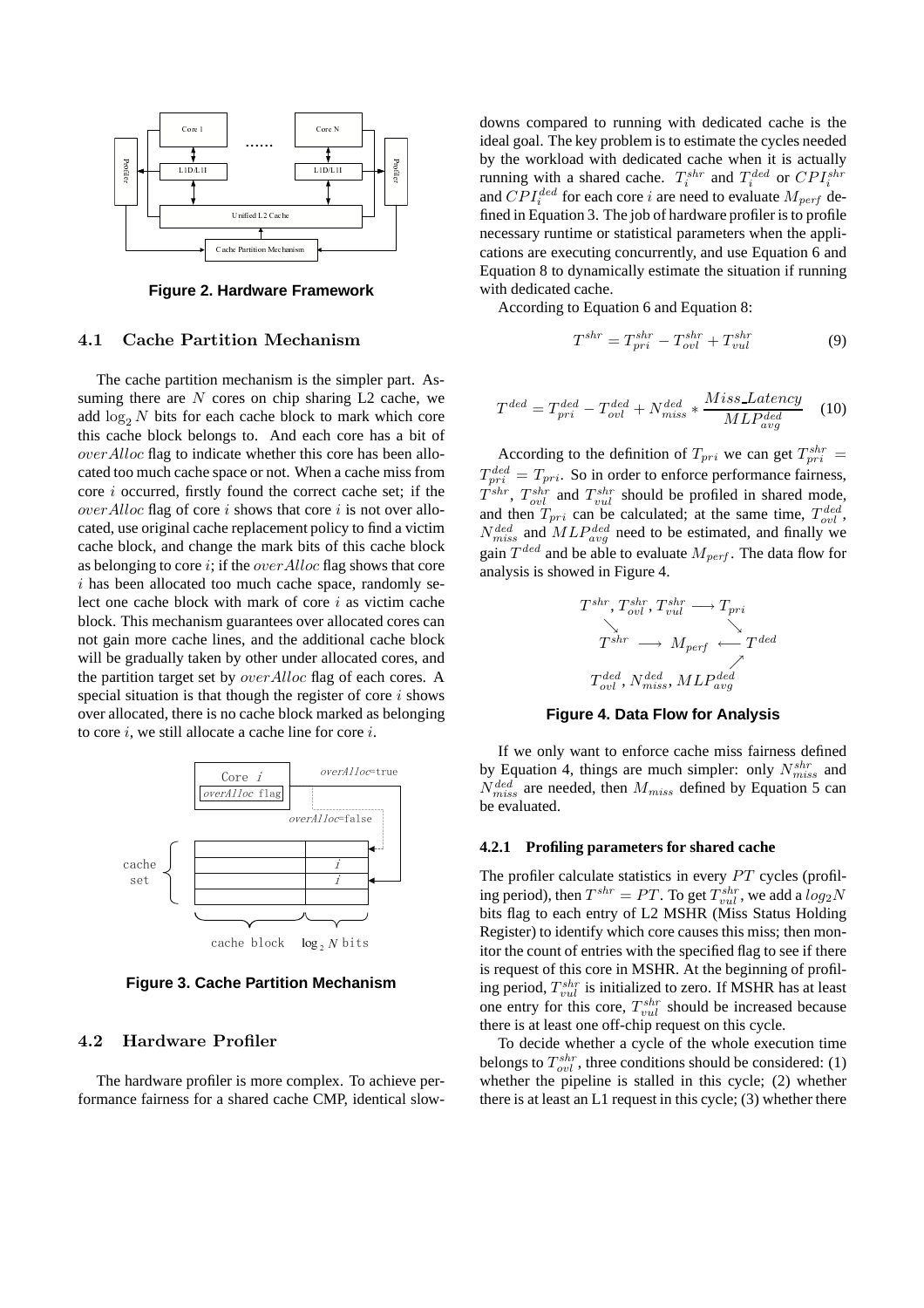**Figure 2. Hardware Framework**

### 4.1 Cache Partition Mechanism

The cache partition mechanism is the simpler part. Assuming there are $N$ cores on chip sharing L2 cache, we add $\log_2 N$ bits for each cache block to mark which core this cache block belongs to. And each core has a bit of $overAlloc$ flag to indicate whether this core has been allocated too much cache space or not. When a cache miss from core $i$ occurred, firstly found the correct cache set; if the $overAlloc$ flag of core $i$ shows that core $i$ is not over allocated, use original cache replacement policy to find a victim cache block, and change the mark bits of this cache block as belonging to core $i$; if the $overAlloc$ flag shows that core $i$ has been allocated too much cache space, randomly select one cache block with mark of core $i$ as victim cache block. This mechanism guarantees over allocated cores can not gain more cache lines, and the additional cache block will be gradually taken by other under allocated cores, and the partition target set by $overAlloc$ flag of each cores. A special situation is that though the register of core $i$ shows over allocated, there is no cache block marked as belonging to core $i$, we still allocate a cache line for core $i$.

**Figure 3. Cache Partition Mechanism**

### 4.2 Hardware Profiler

The hardware profiler is more complex. To achieve performance fairness for a shared cache CMP, identical slowdowns compared to running with dedicated cache is the ideal goal. The key problem is to estimate the cycles needed by the workload with dedicated cache when it is actually running with a shared cache. $T_i^{shr}$ and $T_i^{ded}$ or $CPI_i^{shr}$ and $CPI_i^{ded}$ for each core $i$ are need to evaluate $M_{perf}$ defined in Equation 3. The job of hardware profiler is to profile necessary runtime or statistical parameters when the applications are executing concurrently, and use Equation 6 and Equation 8 to dynamically estimate the situation if running with dedicated cache.

According to Equation 6 and Equation 8:

$$T^{shr} = T_{pri}^{shr} - T_{ovl}^{shr} + T_{vul}^{shr} \tag{9}$$

$$T^{ded} = T_{pri}^{ded} - T_{ovl}^{ded} + N_{miss}^{ded} * \frac{Miss\_Latency}{MLP_{avg}^{ded}} \tag{10}$$

According to the definition of $T_{pri}$ we can get $T_{pri}^{shr} = T_{pri}^{ded} = T_{pri}$. So in order to enforce performance fairness, $T^{shr}$, $T_{ovl}^{shr}$ and $T_{vul}^{shr}$ should be profiled in shared mode, and then $T_{pri}$ can be calculated; at the same time, $T_{ovl}^{ded}$, $N_{miss}^{ded}$ and $MLP_{avg}^{ded}$ need to be estimated, and finally we gain $T^{ded}$ and be able to evaluate $M_{perf}$. The data flow for analysis is showed in Figure 4.

$$\begin{array}{ccc} T^{shr}, T_{ovl}^{shr}, T_{vul}^{shr} & \longrightarrow & T_{pri} \\ \searrow & & \searrow \\ T^{shr} \longrightarrow & M_{perf} & \longleftarrow T^{ded} \\ & & \nearrow \\ T_{ovl}^{ded}, N_{miss}^{ded}, MLP_{avg}^{ded} & & \end{array}$$

**Figure 4. Data Flow for Analysis**

If we only want to enforce cache miss fairness defined by Equation 4, things are much simpler: only $N_{miss}^{shr}$ and $N_{miss}^{ded}$ are needed, then $M_{miss}$ defined by Equation 5 can be evaluated.

#### 4.2.1 Profiling parameters for shared cache

The profiler calculate statistics in every $PT$ cycles (profiling period), then $T^{shr} = PT$. To get $T_{vul}^{shr}$, we add a $log_2 N$ bits flag to each entry of L2 MSHR (Miss Status Holding Register) to identify which core causes this miss; then monitor the count of entries with the specified flag to see if there is request of this core in MSHR. At the beginning of profiling period, $T_{vul}^{shr}$ is initialized to zero. If MSHR has at least one entry for this core, $T_{vul}^{shr}$ should be increased because there is at least one off-chip request on this cycle.

To decide whether a cycle of the whole execution time belongs to $T_{ovl}^{shr}$, three conditions should be considered: (1) whether the pipeline is stalled in this cycle; (2) whether there is at least an L1 request in this cycle; (3) whether there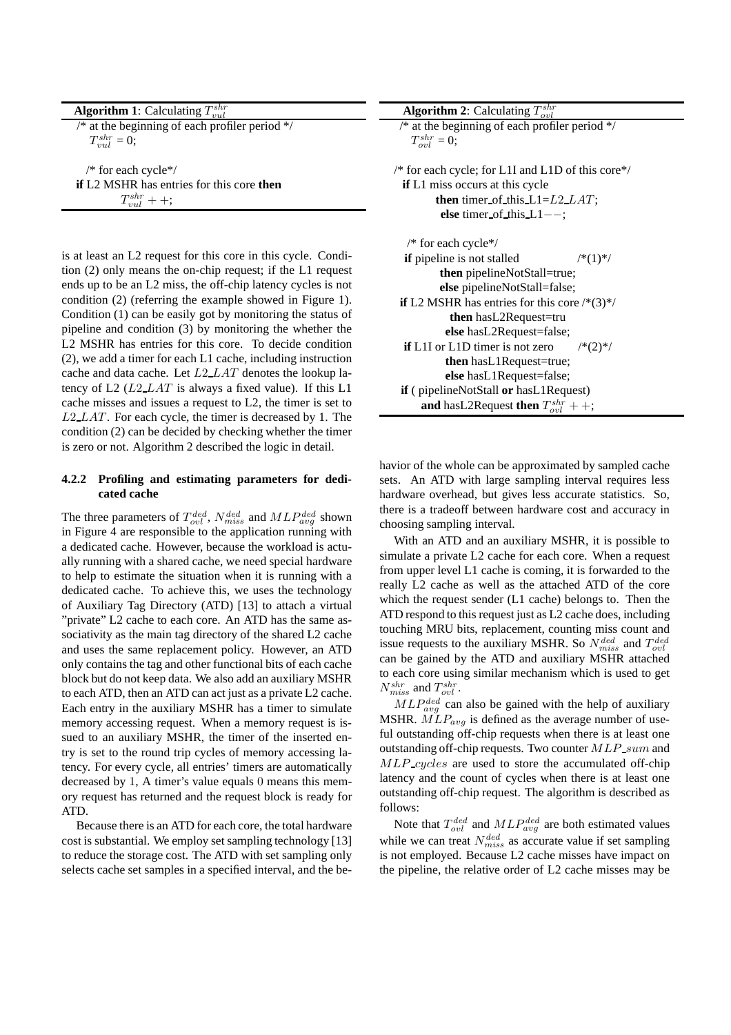**Algorithm 1**: Calculating $T_{vul}^{shr}$

```
/* at the beginning of each profiler period */
   T_vul^shr = 0;

  /* for each cycle*/
if L2 MSHR has entries for this core then
        T_vul^shr ++;
```

is at least an L2 request for this core in this cycle. Condition (2) only means the on-chip request; if the L1 request ends up to be an L2 miss, the off-chip latency cycles is not condition (2) (referring the example showed in Figure 1). Condition (1) can be easily got by monitoring the status of pipeline and condition (3) by monitoring the whether the L2 MSHR has entries for this core. To decide condition (2), we add a timer for each L1 cache, including instruction cache and data cache. Let $L2\_LAT$ denotes the lookup latency of L2 ($L2\_LAT$ is always a fixed value). If this L1 cache misses and issues a request to L2, the timer is set to $L2\_LAT$. For each cycle, the timer is decreased by 1. The condition (2) can be decided by checking whether the timer is zero or not. Algorithm 2 described the logic in detail.

**Algorithm 2**: Calculating $T_{ovl}^{shr}$

```
/* at the beginning of each profiler period */
  T_ovl^shr = 0;

/* for each cycle; for L1I and L1D of this core*/
  if L1 miss occurs at this cycle
        then timer_of_this_L1=L2_LAT;
         else timer_of_this_L1−−;

  /* for each cycle*/
 if pipeline is not stalled              /*(1)*/
        then pipelineNotStall=true;
        else pipelineNotStall=false;
 if L2 MSHR has entries for this core /*(3)*/
          then hasL2Request=tru
         else hasL2Request=false;
 if L1I or L1D timer is not zero       /*(2)*/
        then hasL1Request=true;
        else hasL1Request=false;
 if ( pipelineNotStall or hasL1Request)
      and hasL2Request then T_ovl^shr ++;
```

### 4.2.2 Profiling and estimating parameters for dedicated cache

The three parameters of $T_{ovl}^{ded}$, $N_{miss}^{ded}$ and $MLP_{avg}^{ded}$ shown in Figure 4 are responsible to the application running with a dedicated cache. However, because the workload is actually running with a shared cache, we need special hardware to help to estimate the situation when it is running with a dedicated cache. To achieve this, we uses the technology of Auxiliary Tag Directory (ATD) [13] to attach a virtual "private" L2 cache to each core. An ATD has the same associativity as the main tag directory of the shared L2 cache and uses the same replacement policy. However, an ATD only contains the tag and other functional bits of each cache block but do not keep data. We also add an auxiliary MSHR to each ATD, then an ATD can act just as a private L2 cache. Each entry in the auxiliary MSHR has a timer to simulate memory accessing request. When a memory request is issued to an auxiliary MSHR, the timer of the inserted entry is set to the round trip cycles of memory accessing latency. For every cycle, all entries' timers are automatically decreased by 1, A timer's value equals 0 means this memory request has returned and the request block is ready for ATD.

Because there is an ATD for each core, the total hardware cost is substantial. We employ set sampling technology [13] to reduce the storage cost. The ATD with set sampling only selects cache set samples in a specified interval, and the behavior of the whole can be approximated by sampled cache sets. An ATD with large sampling interval requires less hardware overhead, but gives less accurate statistics. So, there is a tradeoff between hardware cost and accuracy in choosing sampling interval.

With an ATD and an auxiliary MSHR, it is possible to simulate a private L2 cache for each core. When a request from upper level L1 cache is coming, it is forwarded to the really L2 cache as well as the attached ATD of the core which the request sender (L1 cache) belongs to. Then the ATD respond to this request just as L2 cache does, including touching MRU bits, replacement, counting miss count and issue requests to the auxiliary MSHR. So $N_{miss}^{ded}$ and $T_{ovl}^{ded}$ can be gained by the ATD and auxiliary MSHR attached to each core using similar mechanism which is used to get $N_{miss}^{shr}$ and $T_{ovl}^{shr}$.

$MLP_{avg}^{ded}$ can also be gained with the help of auxiliary MSHR. $MLP_{avg}$ is defined as the average number of useful outstanding off-chip requests when there is at least one outstanding off-chip requests. Two counter $MLP\_sum$ and $MLP\_cycles$ are used to store the accumulated off-chip latency and the count of cycles when there is at least one outstanding off-chip request. The algorithm is described as follows:

Note that $T_{ovl}^{ded}$ and $MLP_{avg}^{ded}$ are both estimated values while we can treat $N_{miss}^{ded}$ as accurate value if set sampling is not employed. Because L2 cache misses have impact on the pipeline, the relative order of L2 cache misses may be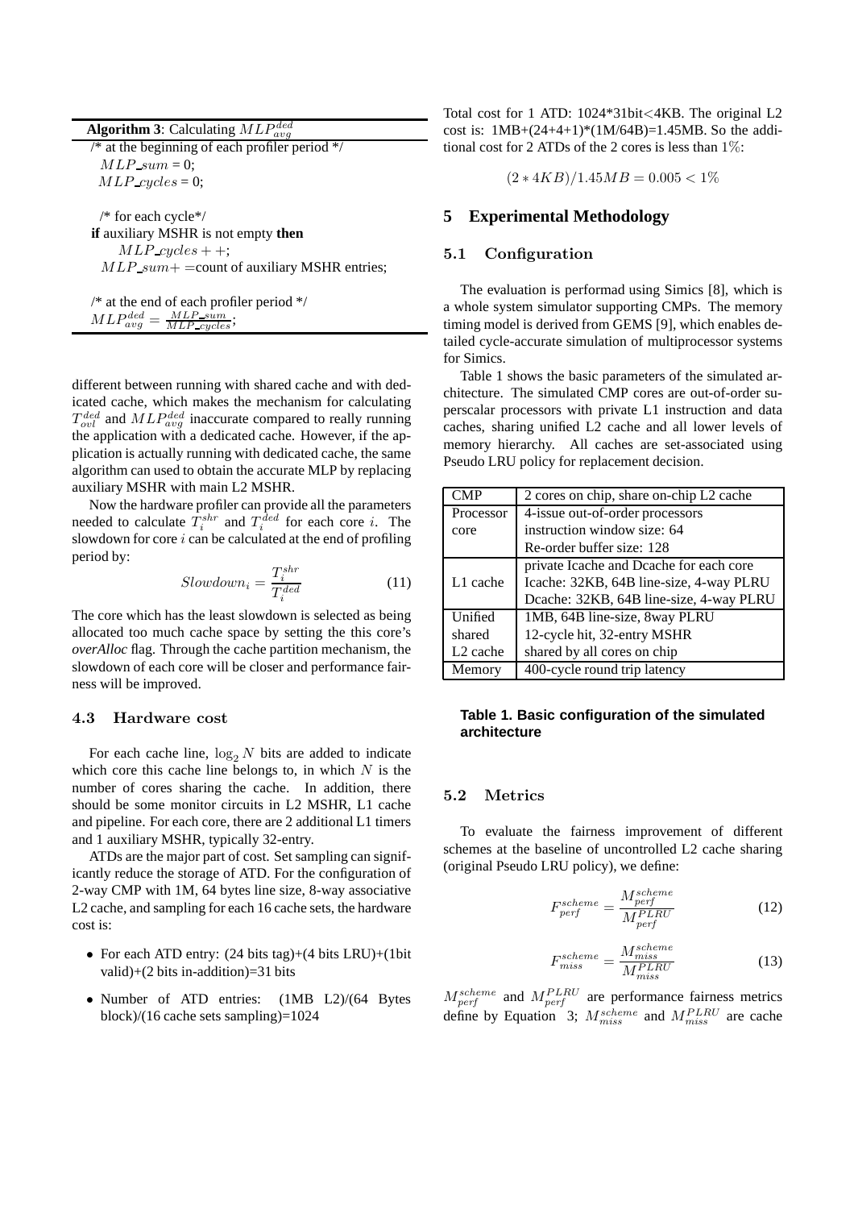**Algorithm 3**: Calculating $MLP_{avg}^{ded}$

```
/* at the beginning of each profiler period */
  MLP_sum = 0;
  MLP_cycles = 0;

  /* for each cycle*/
if auxiliary MSHR is not empty then
      MLP_cycles++;
  MLP_sum+ =count of auxiliary MSHR entries;

/* at the end of each profiler period */
MLP_avg^ded = MLP_sum / MLP_cycles;
```

different between running with shared cache and with dedicated cache, which makes the mechanism for calculating $T_{ovl}^{ded}$ and $MLP_{avg}^{ded}$ inaccurate compared to really running the application with a dedicated cache. However, if the application is actually running with dedicated cache, the same algorithm can used to obtain the accurate MLP by replacing auxiliary MSHR with main L2 MSHR.

Now the hardware profiler can provide all the parameters needed to calculate $T_i^{shr}$ and $T_i^{ded}$ for each core $i$. The slowdown for core $i$ can be calculated at the end of profiling period by:

$$Slowdown_i = \frac{T_i^{shr}}{T_i^{ded}} \tag{11}$$

The core which has the least slowdown is selected as being allocated too much cache space by setting the this core's *overAlloc* flag. Through the cache partition mechanism, the slowdown of each core will be closer and performance fairness will be improved.

### 4.3 Hardware cost

For each cache line, $\log_2 N$ bits are added to indicate which core this cache line belongs to, in which $N$ is the number of cores sharing the cache. In addition, there should be some monitor circuits in L2 MSHR, L1 cache and pipeline. For each core, there are 2 additional L1 timers and 1 auxiliary MSHR, typically 32-entry.

ATDs are the major part of cost. Set sampling can significantly reduce the storage of ATD. For the configuration of 2-way CMP with 1M, 64 bytes line size, 8-way associative L2 cache, and sampling for each 16 cache sets, the hardware cost is:

- For each ATD entry: (24 bits tag)+(4 bits LRU)+(1bit valid)+(2 bits in-addition)=31 bits
- Number of ATD entries: (1MB L2)/(64 Bytes block)/(16 cache sets sampling)=1024

Total cost for 1 ATD: 1024*31bit<4KB. The original L2 cost is: 1MB+(24+4+1)*(1M/64B)=1.45MB. So the additional cost for 2 ATDs of the 2 cores is less than $1\%$:

$$(2 * 4KB)/1.45MB = 0.005 < 1\%$$

## 5 Experimental Methodology

### 5.1 Configuration

The evaluation is performad using Simics [8], which is a whole system simulator supporting CMPs. The memory timing model is derived from GEMS [9], which enables detailed cycle-accurate simulation of multiprocessor systems for Simics.

Table 1 shows the basic parameters of the simulated architecture. The simulated CMP cores are out-of-order superscalar processors with private L1 instruction and data caches, sharing unified L2 cache and all lower levels of memory hierarchy. All caches are set-associated using Pseudo LRU policy for replacement decision.

| CMP | 2 cores on chip, share on-chip L2 cache |
|---|---|
| Processor core | 4-issue out-of-order processors<br>instruction window size: 64<br>Re-order buffer size: 128 |
| L1 cache | private Icache and Dcache for each core<br>Icache: 32KB, 64B line-size, 4-way PLRU<br>Dcache: 32KB, 64B line-size, 4-way PLRU |
| Unified shared L2 cache | 1MB, 64B line-size, 8way PLRU<br>12-cycle hit, 32-entry MSHR<br>shared by all cores on chip |
| Memory | 400-cycle round trip latency |

**Table 1. Basic configuration of the simulated architecture**

### 5.2 Metrics

To evaluate the fairness improvement of different schemes at the baseline of uncontrolled L2 cache sharing (original Pseudo LRU policy), we define:

$$F_{perf}^{scheme} = \frac{M_{perf}^{scheme}}{M_{perf}^{PLRU}} \tag{12}$$

$$F_{miss}^{scheme} = \frac{M_{miss}^{scheme}}{M_{miss}^{PLRU}} \tag{13}$$

$M_{perf}^{scheme}$ and $M_{perf}^{PLRU}$ are performance fairness metrics define by Equation 3; $M_{miss}^{scheme}$ and $M_{miss}^{PLRU}$ are cache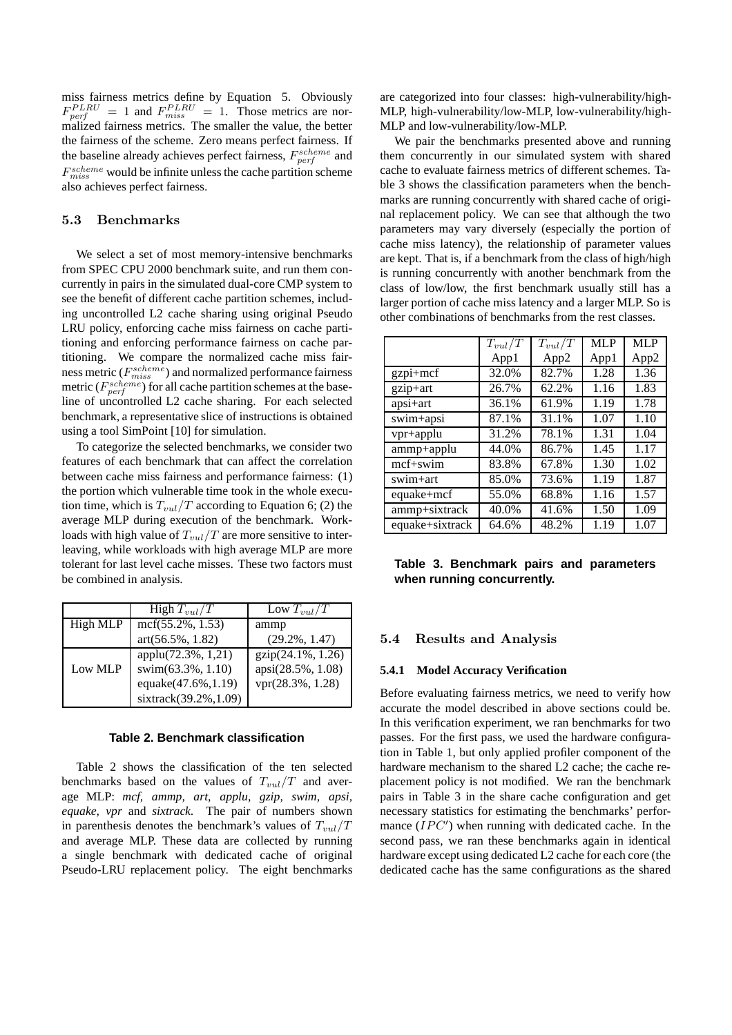miss fairness metrics define by Equation 5. Obviously $F_{perf}^{PLRU} = 1$ and $F_{miss}^{PLRU} = 1$. Those metrics are normalized fairness metrics. The smaller the value, the better the fairness of the scheme. Zero means perfect fairness. If the baseline already achieves perfect fairness, $F_{perf}^{scheme}$ and $F_{miss}^{scheme}$ would be infinite unless the cache partition scheme also achieves perfect fairness.

### 5.3 Benchmarks

We select a set of most memory-intensive benchmarks from SPEC CPU 2000 benchmark suite, and run them concurrently in pairs in the simulated dual-core CMP system to see the benefit of different cache partition schemes, including uncontrolled L2 cache sharing using original Pseudo LRU policy, enforcing cache miss fairness on cache partitioning and enforcing performance fairness on cache partitioning. We compare the normalized cache miss fairness metric ($F_{miss}^{scheme}$) and normalized performance fairness metric ($F_{perf}^{scheme}$) for all cache partition schemes at the baseline of uncontrolled L2 cache sharing. For each selected benchmark, a representative slice of instructions is obtained using a tool SimPoint [10] for simulation.

To categorize the selected benchmarks, we consider two features of each benchmark that can affect the correlation between cache miss fairness and performance fairness: (1) the portion which vulnerable time took in the whole execution time, which is $T_{vul}/T$ according to Equation 6; (2) the average MLP during execution of the benchmark. Workloads with high value of $T_{vul}/T$ are more sensitive to interleaving, while workloads with high average MLP are more tolerant for last level cache misses. These two factors must be combined in analysis.

| | High $T_{vul}/T$ | Low $T_{vul}/T$ |
|---|---|---|
| High MLP | mcf(55.2%, 1.53)<br>art(56.5%, 1.82) | ammp<br>(29.2%, 1.47) |
| Low MLP | applu(72.3%, 1,21)<br>swim(63.3%, 1.10)<br>equake(47.6%,1.19)<br>sixtrack(39.2%,1.09) | gzip(24.1%, 1.26)<br>apsi(28.5%, 1.08)<br>vpr(28.3%, 1.28) |

**Table 2. Benchmark classification**

Table 2 shows the classification of the ten selected benchmarks based on the values of $T_{vul}/T$ and average MLP: *mcf, ammp, art, applu, gzip, swim, apsi, equake, vpr* and *sixtrack*. The pair of numbers shown in parenthesis denotes the benchmark's values of $T_{vul}/T$ and average MLP. These data are collected by running a single benchmark with dedicated cache of original Pseudo-LRU replacement policy. The eight benchmarks are categorized into four classes: high-vulnerability/high-MLP, high-vulnerability/low-MLP, low-vulnerability/high-MLP and low-vulnerability/low-MLP.

We pair the benchmarks presented above and running them concurrently in our simulated system with shared cache to evaluate fairness metrics of different schemes. Table 3 shows the classification parameters when the benchmarks are running concurrently with shared cache of original replacement policy. We can see that although the two parameters may vary diversely (especially the portion of cache miss latency), the relationship of parameter values are kept. That is, if a benchmark from the class of high/high is running concurrently with another benchmark from the class of low/low, the first benchmark usually still has a larger portion of cache miss latency and a larger MLP. So is other combinations of benchmarks from the rest classes.

| | $T_{vul}/T$ App1 | $T_{vul}/T$ App2 | MLP App1 | MLP App2 |
|---|---|---|---|---|
| gzpi+mcf | 32.0% | 82.7% | 1.28 | 1.36 |
| gzip+art | 26.7% | 62.2% | 1.16 | 1.83 |
| apsi+art | 36.1% | 61.9% | 1.19 | 1.78 |
| swim+apsi | 87.1% | 31.1% | 1.07 | 1.10 |
| vpr+applu | 31.2% | 78.1% | 1.31 | 1.04 |
| ammp+applu | 44.0% | 86.7% | 1.45 | 1.17 |
| mcf+swim | 83.8% | 67.8% | 1.30 | 1.02 |
| swim+art | 85.0% | 73.6% | 1.19 | 1.87 |
| equake+mcf | 55.0% | 68.8% | 1.16 | 1.57 |
| ammp+sixtrack | 40.0% | 41.6% | 1.50 | 1.09 |
| equake+sixtrack | 64.6% | 48.2% | 1.19 | 1.07 |

**Table 3. Benchmark pairs and parameters when running concurrently.**

### 5.4 Results and Analysis

#### 5.4.1 Model Accuracy Verification

Before evaluating fairness metrics, we need to verify how accurate the model described in above sections could be. In this verification experiment, we ran benchmarks for two passes. For the first pass, we used the hardware configuration in Table 1, but only applied profiler component of the hardware mechanism to the shared L2 cache; the cache replacement policy is not modified. We ran the benchmark pairs in Table 3 in the share cache configuration and get necessary statistics for estimating the benchmarks' performance ($IPC'$) when running with dedicated cache. In the second pass, we ran these benchmarks again in identical hardware except using dedicated L2 cache for each core (the dedicated cache has the same configurations as the shared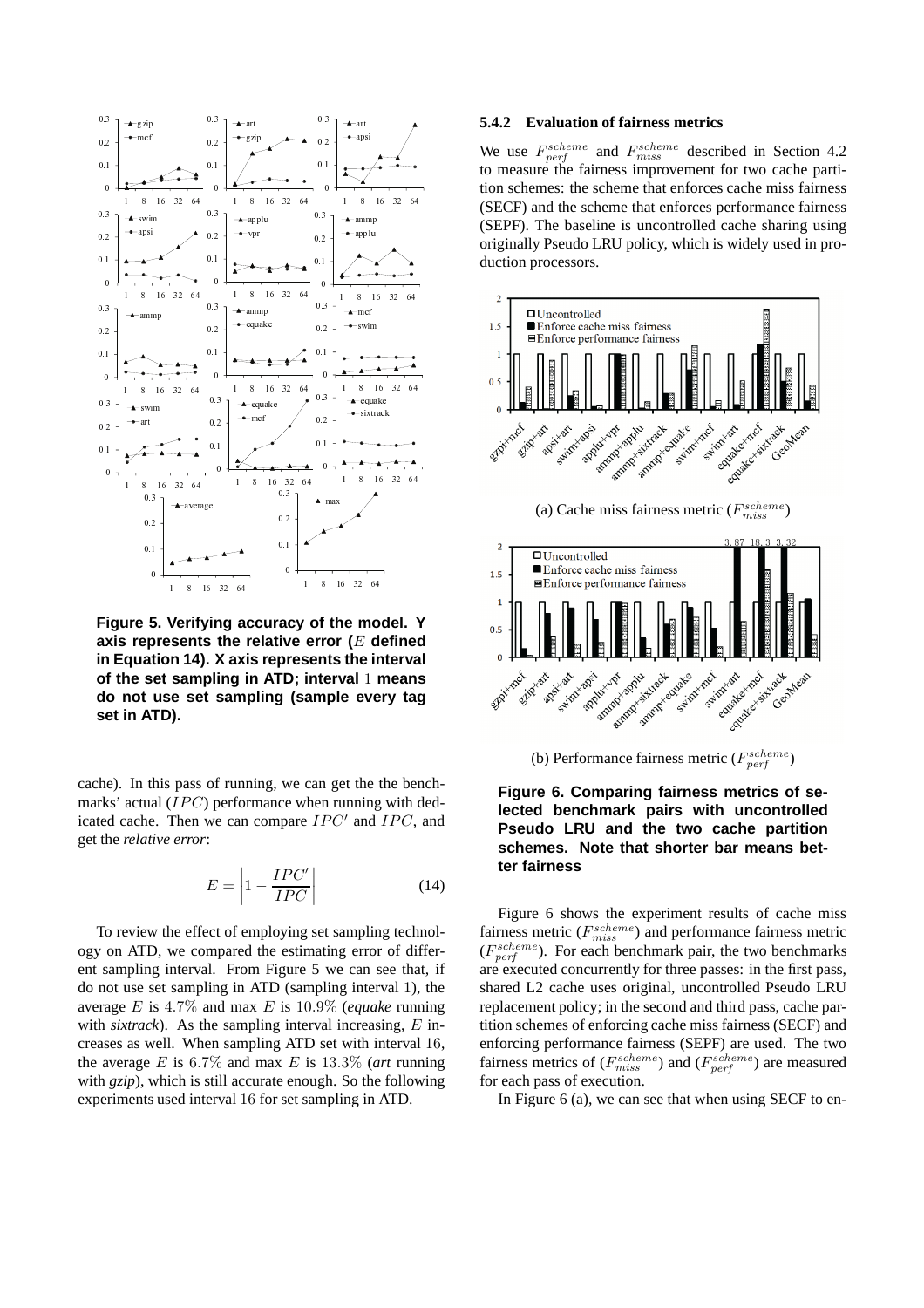**Figure 5. Verifying accuracy of the model. Y axis represents the relative error ($E$ defined in Equation 14). X axis represents the interval of the set sampling in ATD; interval 1 means do not use set sampling (sample every tag set in ATD).**

cache). In this pass of running, we can get the the benchmarks' actual ($IPC$) performance when running with dedicated cache. Then we can compare $IPC'$ and $IPC$, and get the *relative error*:

$$E = \left|1 - \frac{IPC'}{IPC}\right| \tag{14}$$

To review the effect of employing set sampling technology on ATD, we compared the estimating error of different sampling interval. From Figure 5 we can see that, if do not use set sampling in ATD (sampling interval 1), the average $E$ is $4.7\%$ and max $E$ is $10.9\%$ (*equake* running with *sixtrack*). As the sampling interval increasing, $E$ increases as well. When sampling ATD set with interval 16, the average $E$ is $6.7\%$ and max $E$ is $13.3\%$ (*art* running with *gzip*), which is still accurate enough. So the following experiments used interval 16 for set sampling in ATD.

#### 5.4.2 Evaluation of fairness metrics

We use $F_{perf}^{scheme}$ and $F_{miss}^{scheme}$ described in Section 4.2 to measure the fairness improvement for two cache partition schemes: the scheme that enforces cache miss fairness (SECF) and the scheme that enforces performance fairness (SEPF). The baseline is uncontrolled cache sharing using originally Pseudo LRU policy, which is widely used in production processors.

(a) Cache miss fairness metric ($F_{miss}^{scheme}$)

(b) Performance fairness metric ($F_{perf}^{scheme}$)

**Figure 6. Comparing fairness metrics of selected benchmark pairs with uncontrolled Pseudo LRU and the two cache partition schemes. Note that shorter bar means better fairness**

Figure 6 shows the experiment results of cache miss fairness metric ($F_{miss}^{scheme}$) and performance fairness metric ($F_{perf}^{scheme}$). For each benchmark pair, the two benchmarks are executed concurrently for three passes: in the first pass, shared L2 cache uses original, uncontrolled Pseudo LRU replacement policy; in the second and third pass, cache partition schemes of enforcing cache miss fairness (SECF) and enforcing performance fairness (SEPF) are used. The two fairness metrics of ($F_{miss}^{scheme}$) and ($F_{perf}^{scheme}$) are measured for each pass of execution.

In Figure 6 (a), we can see that when using SECF to en-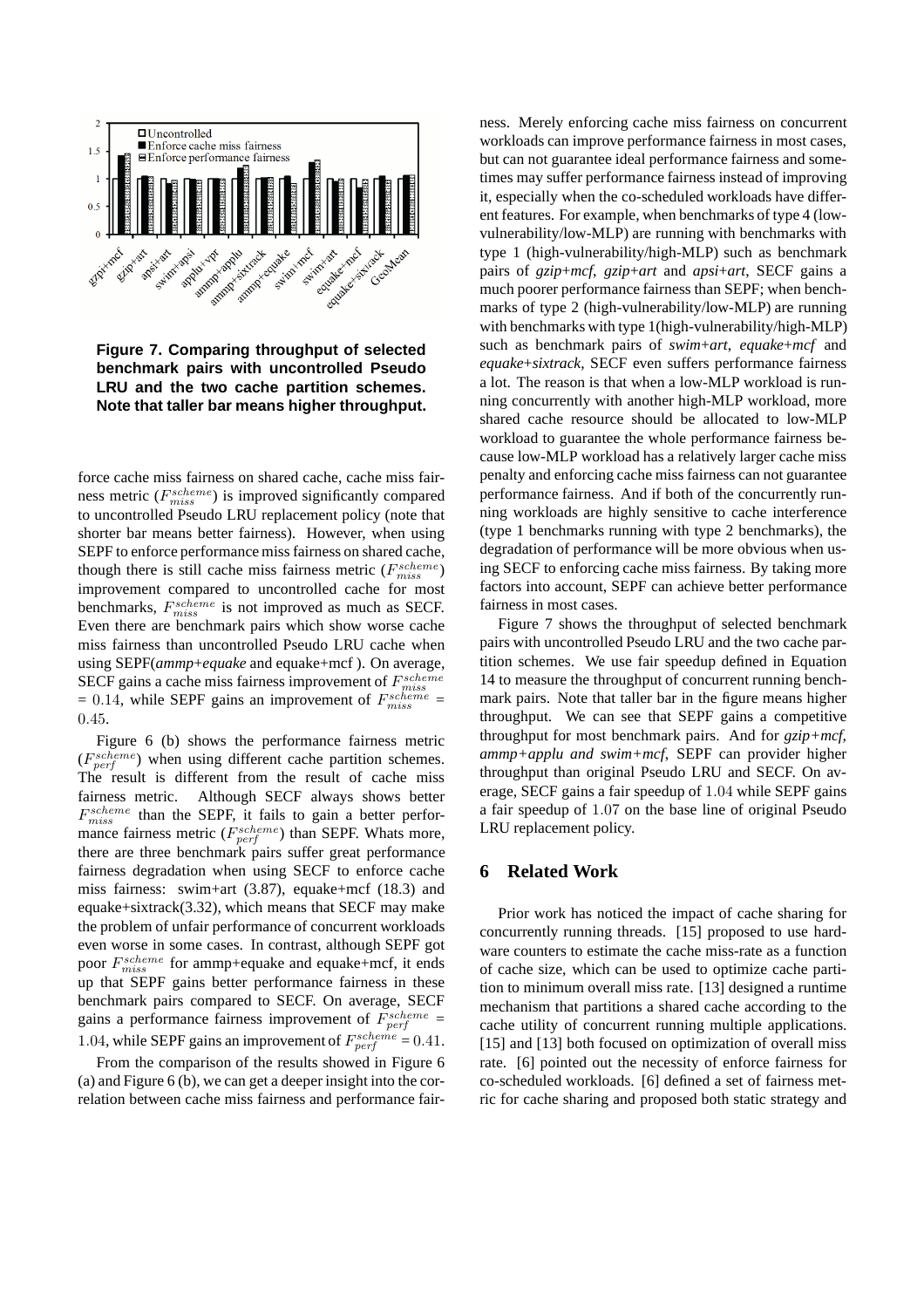**Figure 7. Comparing throughput of selected benchmark pairs with uncontrolled Pseudo LRU and the two cache partition schemes. Note that taller bar means higher throughput.**

force cache miss fairness on shared cache, cache miss fairness metric ($F_{miss}^{scheme}$) is improved significantly compared to uncontrolled Pseudo LRU replacement policy (note that shorter bar means better fairness). However, when using SEPF to enforce performance miss fairness on shared cache, though there is still cache miss fairness metric ($F_{miss}^{scheme}$) improvement compared to uncontrolled cache for most benchmarks, $F_{miss}^{scheme}$ is not improved as much as SECF. Even there are benchmark pairs which show worse cache miss fairness than uncontrolled Pseudo LRU cache when using SEPF(*ammp+equake* and equake+mcf ). On average, SECF gains a cache miss fairness improvement of $F_{miss}^{scheme}$ = 0.14, while SEPF gains an improvement of $F_{miss}^{scheme}$ = 0.45.

Figure 6 (b) shows the performance fairness metric ($F_{perf}^{scheme}$) when using different cache partition schemes. The result is different from the result of cache miss fairness metric. Although SECF always shows better $F_{miss}^{scheme}$ than the SEPF, it fails to gain a better performance fairness metric ($F_{perf}^{scheme}$) than SEPF. Whats more, there are three benchmark pairs suffer great performance fairness degradation when using SECF to enforce cache miss fairness: swim+art (3.87), equake+mcf (18.3) and equake+sixtrack(3.32), which means that SECF may make the problem of unfair performance of concurrent workloads even worse in some cases. In contrast, although SEPF got poor $F_{miss}^{scheme}$ for ammp+equake and equake+mcf, it ends up that SEPF gains better performance fairness in these benchmark pairs compared to SECF. On average, SECF gains a performance fairness improvement of $F_{perf}^{scheme}$ = 1.04, while SEPF gains an improvement of $F_{perf}^{scheme}$ = 0.41.

From the comparison of the results showed in Figure 6 (a) and Figure 6 (b), we can get a deeper insight into the correlation between cache miss fairness and performance fairness. Merely enforcing cache miss fairness on concurrent workloads can improve performance fairness in most cases, but can not guarantee ideal performance fairness and sometimes may suffer performance fairness instead of improving it, especially when the co-scheduled workloads have different features. For example, when benchmarks of type 4 (low-vulnerability/low-MLP) are running with benchmarks with type 1 (high-vulnerability/high-MLP) such as benchmark pairs of *gzip+mcf*, *gzip+art* and *apsi+art*, SECF gains a much poorer performance fairness than SEPF; when benchmarks of type 2 (high-vulnerability/low-MLP) are running with benchmarks with type 1(high-vulnerability/high-MLP) such as benchmark pairs of *swim+art*, *equake+mcf* and *equake+sixtrack*, SECF even suffers performance fairness a lot. The reason is that when a low-MLP workload is running concurrently with another high-MLP workload, more shared cache resource should be allocated to low-MLP workload to guarantee the whole performance fairness because low-MLP workload has a relatively larger cache miss penalty and enforcing cache miss fairness can not guarantee performance fairness. And if both of the concurrently running workloads are highly sensitive to cache interference (type 1 benchmarks running with type 2 benchmarks), the degradation of performance will be more obvious when using SECF to enforcing cache miss fairness. By taking more factors into account, SEPF can achieve better performance fairness in most cases.

Figure 7 shows the throughput of selected benchmark pairs with uncontrolled Pseudo LRU and the two cache partition schemes. We use fair speedup defined in Equation 14 to measure the throughput of concurrent running benchmark pairs. Note that taller bar in the figure means higher throughput. We can see that SEPF gains a competitive throughput for most benchmark pairs. And for *gzip+mcf, ammp+applu and swim+mcf*, SEPF can provider higher throughput than original Pseudo LRU and SECF. On average, SECF gains a fair speedup of 1.04 while SEPF gains a fair speedup of 1.07 on the base line of original Pseudo LRU replacement policy.

## 6 Related Work

Prior work has noticed the impact of cache sharing for concurrently running threads. [15] proposed to use hardware counters to estimate the cache miss-rate as a function of cache size, which can be used to optimize cache partition to minimum overall miss rate. [13] designed a runtime mechanism that partitions a shared cache according to the cache utility of concurrent running multiple applications. [15] and [13] both focused on optimization of overall miss rate. [6] pointed out the necessity of enforce fairness for co-scheduled workloads. [6] defined a set of fairness metric for cache sharing and proposed both static strategy and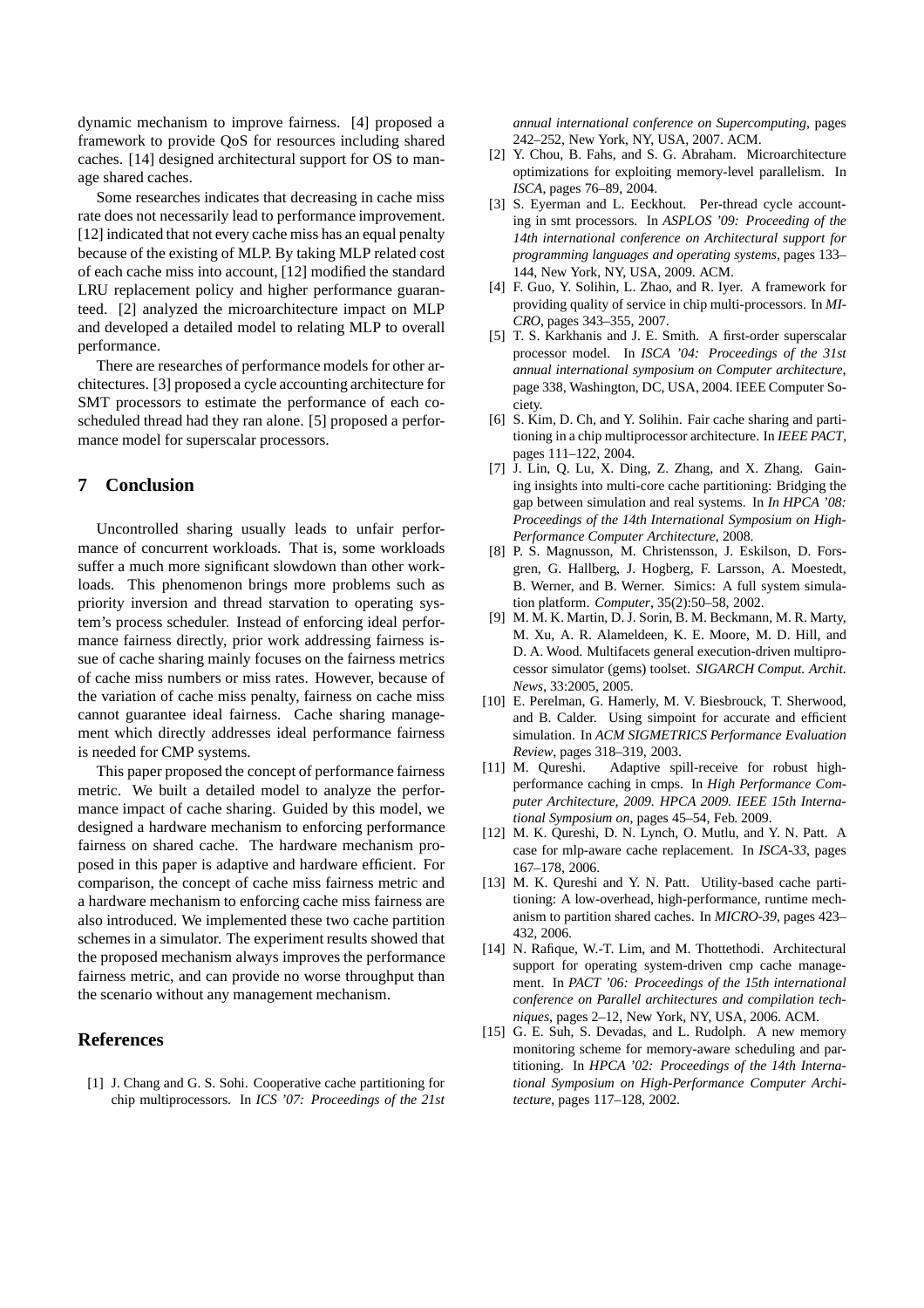dynamic mechanism to improve fairness. [4] proposed a framework to provide QoS for resources including shared caches. [14] designed architectural support for OS to manage shared caches.

Some researches indicates that decreasing in cache miss rate does not necessarily lead to performance improvement. [12] indicated that not every cache miss has an equal penalty because of the existing of MLP. By taking MLP related cost of each cache miss into account, [12] modified the standard LRU replacement policy and higher performance guaranteed. [2] analyzed the microarchitecture impact on MLP and developed a detailed model to relating MLP to overall performance.

There are researches of performance models for other architectures. [3] proposed a cycle accounting architecture for SMT processors to estimate the performance of each co-scheduled thread had they ran alone. [5] proposed a performance model for superscalar processors.

## 7 Conclusion

Uncontrolled sharing usually leads to unfair performance of concurrent workloads. That is, some workloads suffer a much more significant slowdown than other workloads. This phenomenon brings more problems such as priority inversion and thread starvation to operating system's process scheduler. Instead of enforcing ideal performance fairness directly, prior work addressing fairness issue of cache sharing mainly focuses on the fairness metrics of cache miss numbers or miss rates. However, because of the variation of cache miss penalty, fairness on cache miss cannot guarantee ideal fairness. Cache sharing management which directly addresses ideal performance fairness is needed for CMP systems.

This paper proposed the concept of performance fairness metric. We built a detailed model to analyze the performance impact of cache sharing. Guided by this model, we designed a hardware mechanism to enforcing performance fairness on shared cache. The hardware mechanism proposed in this paper is adaptive and hardware efficient. For comparison, the concept of cache miss fairness metric and a hardware mechanism to enforcing cache miss fairness are also introduced. We implemented these two cache partition schemes in a simulator. The experiment results showed that the proposed mechanism always improves the performance fairness metric, and can provide no worse throughput than the scenario without any management mechanism.

## References

[1] J. Chang and G. S. Sohi. Cooperative cache partitioning for chip multiprocessors. In *ICS '07: Proceedings of the 21st annual international conference on Supercomputing*, pages 242–252, New York, NY, USA, 2007. ACM.

[2] Y. Chou, B. Fahs, and S. G. Abraham. Microarchitecture optimizations for exploiting memory-level parallelism. In *ISCA*, pages 76–89, 2004.

[3] S. Eyerman and L. Eeckhout. Per-thread cycle accounting in smt processors. In *ASPLOS '09: Proceeding of the 14th international conference on Architectural support for programming languages and operating systems*, pages 133–144, New York, NY, USA, 2009. ACM.

[4] F. Guo, Y. Solihin, L. Zhao, and R. Iyer. A framework for providing quality of service in chip multi-processors. In *MICRO*, pages 343–355, 2007.

[5] T. S. Karkhanis and J. E. Smith. A first-order superscalar processor model. In *ISCA '04: Proceedings of the 31st annual international symposium on Computer architecture*, page 338, Washington, DC, USA, 2004. IEEE Computer Society.

[6] S. Kim, D. Ch, and Y. Solihin. Fair cache sharing and partitioning in a chip multiprocessor architecture. In *IEEE PACT*, pages 111–122, 2004.

[7] J. Lin, Q. Lu, X. Ding, Z. Zhang, and X. Zhang. Gaining insights into multi-core cache partitioning: Bridging the gap between simulation and real systems. In *In HPCA '08: Proceedings of the 14th International Symposium on High-Performance Computer Architecture*, 2008.

[8] P. S. Magnusson, M. Christensson, J. Eskilson, D. Forsgren, G. Hallberg, J. Hogberg, F. Larsson, A. Moestedt, B. Werner, and B. Werner. Simics: A full system simulation platform. *Computer*, 35(2):50–58, 2002.

[9] M. M. K. Martin, D. J. Sorin, B. M. Beckmann, M. R. Marty, M. Xu, A. R. Alameldeen, K. E. Moore, M. D. Hill, and D. A. Wood. Multifacets general execution-driven multiprocessor simulator (gems) toolset. *SIGARCH Comput. Archit. News*, 33:2005, 2005.

[10] E. Perelman, G. Hamerly, M. V. Biesbrouck, T. Sherwood, and B. Calder. Using simpoint for accurate and efficient simulation. In *ACM SIGMETRICS Performance Evaluation Review*, pages 318–319, 2003.

[11] M. Qureshi. Adaptive spill-receive for robust high-performance caching in cmps. In *High Performance Computer Architecture, 2009. HPCA 2009. IEEE 15th International Symposium on*, pages 45–54, Feb. 2009.

[12] M. K. Qureshi, D. N. Lynch, O. Mutlu, and Y. N. Patt. A case for mlp-aware cache replacement. In *ISCA-33*, pages 167–178, 2006.

[13] M. K. Qureshi and Y. N. Patt. Utility-based cache partitioning: A low-overhead, high-performance, runtime mechanism to partition shared caches. In *MICRO-39*, pages 423–432, 2006.

[14] N. Rafique, W.-T. Lim, and M. Thottethodi. Architectural support for operating system-driven cmp cache management. In *PACT '06: Proceedings of the 15th international conference on Parallel architectures and compilation techniques*, pages 2–12, New York, NY, USA, 2006. ACM.

[15] G. E. Suh, S. Devadas, and L. Rudolph. A new memory monitoring scheme for memory-aware scheduling and partitioning. In *HPCA '02: Proceedings of the 14th International Symposium on High-Performance Computer Architecture*, pages 117–128, 2002.